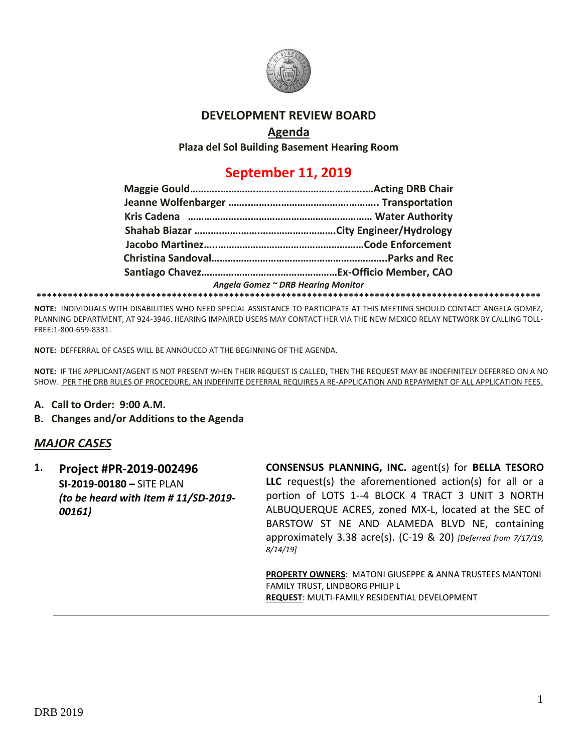# DEVELOPMENT REVIEW BOARD

## Agenda

**Plaza del Sol Building Basement Hearing Room**

## September 11, 2019

**Maggie Gould……………………………………………………………Acting DRB Chair**
**Jeanne Wolfenbarger ……………………………………………….. Transportation**
**Kris Cadena ………………………………………………………… Water Authority**
**Shahab Biazar ……………………………………………City Engineer/Hydrology**
**Jacobo Martinez…………………………………………………Code Enforcement**
**Christina Sandoval………………………………………………………..Parks and Rec**
**Santiago Chavez…………………………………………Ex-Officio Member, CAO**

*Angela Gomez ~ DRB Hearing Monitor*

**************************************************************************************************

**NOTE:** INDIVIDUALS WITH DISABILITIES WHO NEED SPECIAL ASSISTANCE TO PARTICIPATE AT THIS MEETING SHOULD CONTACT ANGELA GOMEZ, PLANNING DEPARTMENT, AT 924-3946. HEARING IMPAIRED USERS MAY CONTACT HER VIA THE NEW MEXICO RELAY NETWORK BY CALLING TOLL-FREE:1-800-659-8331.

**NOTE:** DEFFERRAL OF CASES WILL BE ANNOUCED AT THE BEGINNING OF THE AGENDA.

**NOTE:** IF THE APPLICANT/AGENT IS NOT PRESENT WHEN THEIR REQUEST IS CALLED, THEN THE REQUEST MAY BE INDEFINITELY DEFERRED ON A NO SHOW. PER THE DRB RULES OF PROCEDURE, AN INDEFINITE DEFERRAL REQUIRES A RE-APPLICATION AND REPAYMENT OF ALL APPLICATION FEES.

**A. Call to Order: 9:00 A.M.**

**B. Changes and/or Additions to the Agenda**

## *MAJOR CASES*

**1. Project #PR-2019-002496**
**SI-2019-00180 –** SITE PLAN
***(to be heard with Item # 11/SD-2019-00161)***

**CONSENSUS PLANNING, INC.** agent(s) for **BELLA TESORO LLC** request(s) the aforementioned action(s) for all or a portion of LOTS 1--4 BLOCK 4 TRACT 3 UNIT 3 NORTH ALBUQUERQUE ACRES, zoned MX-L, located at the SEC of BARSTOW ST NE AND ALAMEDA BLVD NE, containing approximately 3.38 acre(s). (C-19 & 20) *[Deferred from 7/17/19, 8/14/19]*

**PROPERTY OWNERS**: MATONI GIUSEPPE & ANNA TRUSTEES MANTONI FAMILY TRUST, LINDBORG PHILIP L
**REQUEST**: MULTI-FAMILY RESIDENTIAL DEVELOPMENT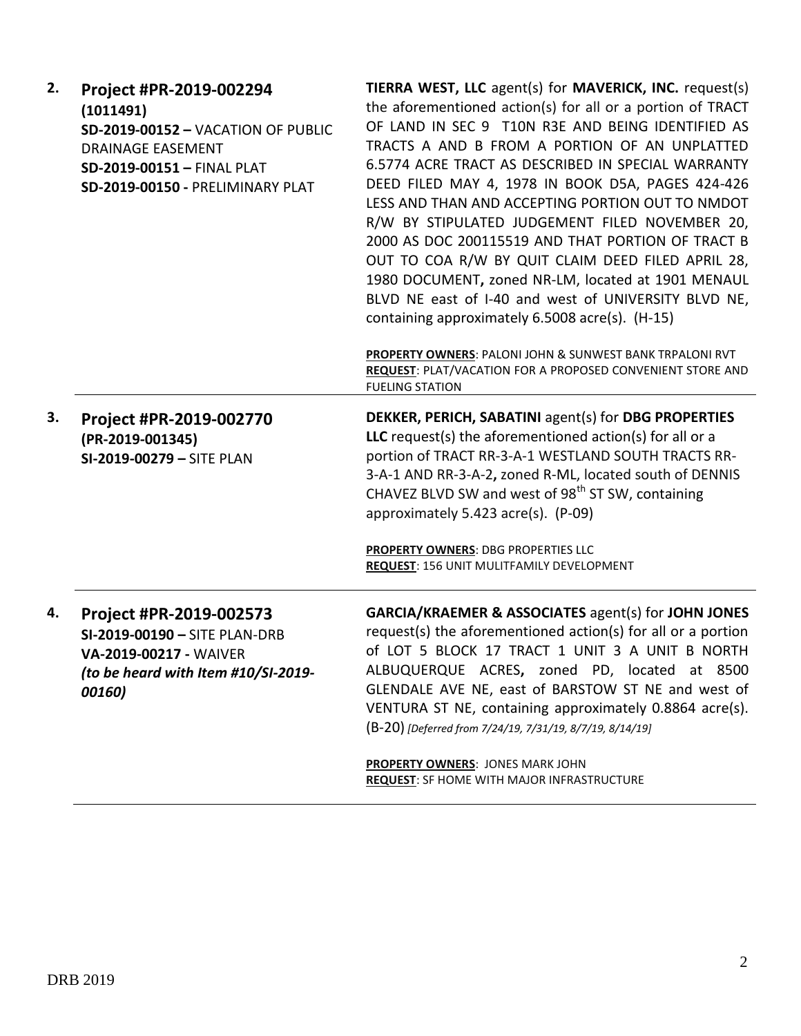| | | |
|---|---|---|
| **2.** | **Project #PR-2019-002294**<br>**(1011491)**<br>**SD-2019-00152 –** VACATION OF PUBLIC DRAINAGE EASEMENT<br>**SD-2019-00151 –** FINAL PLAT<br>**SD-2019-00150 -** PRELIMINARY PLAT | **TIERRA WEST, LLC** agent(s) for **MAVERICK, INC.** request(s) the aforementioned action(s) for all or a portion of TRACT OF LAND IN SEC 9 T10N R3E AND BEING IDENTIFIED AS TRACTS A AND B FROM A PORTION OF AN UNPLATTED 6.5774 ACRE TRACT AS DESCRIBED IN SPECIAL WARRANTY DEED FILED MAY 4, 1978 IN BOOK D5A, PAGES 424-426 LESS AND THAN AND ACCEPTING PORTION OUT TO NMDOT R/W BY STIPULATED JUDGEMENT FILED NOVEMBER 20, 2000 AS DOC 200115519 AND THAT PORTION OF TRACT B OUT TO COA R/W BY QUIT CLAIM DEED FILED APRIL 28, 1980 DOCUMENT**,** zoned NR-LM, located at 1901 MENAUL BLVD NE east of I-40 and west of UNIVERSITY BLVD NE, containing approximately 6.5008 acre(s). (H-15)<br><br>**PROPERTY OWNERS**: PALONI JOHN & SUNWEST BANK TRPALONI RVT<br>**REQUEST**: PLAT/VACATION FOR A PROPOSED CONVENIENT STORE AND FUELING STATION |
| **3.** | **Project #PR-2019-002770**<br>**(PR-2019-001345)**<br>**SI-2019-00279 –** SITE PLAN | **DEKKER, PERICH, SABATINI** agent(s) for **DBG PROPERTIES LLC** request(s) the aforementioned action(s) for all or a portion of TRACT RR-3-A-1 WESTLAND SOUTH TRACTS RR-3-A-1 AND RR-3-A-2**,** zoned R-ML, located south of DENNIS CHAVEZ BLVD SW and west of 98th ST SW, containing approximately 5.423 acre(s). (P-09)<br><br>**PROPERTY OWNERS**: DBG PROPERTIES LLC<br>**REQUEST**: 156 UNIT MULITFAMILY DEVELOPMENT |
| **4.** | **Project #PR-2019-002573**<br>**SI-2019-00190 –** SITE PLAN-DRB<br>**VA-2019-00217 -** WAIVER<br>***(to be heard with Item #10/SI-2019-00160)*** | **GARCIA/KRAEMER & ASSOCIATES** agent(s) for **JOHN JONES** request(s) the aforementioned action(s) for all or a portion of LOT 5 BLOCK 17 TRACT 1 UNIT 3 A UNIT B NORTH ALBUQUERQUE ACRES**,** zoned PD, located at 8500 GLENDALE AVE NE, east of BARSTOW ST NE and west of VENTURA ST NE, containing approximately 0.8864 acre(s). (B-20) *[Deferred from 7/24/19, 7/31/19, 8/7/19, 8/14/19]*<br><br>**PROPERTY OWNERS**: JONES MARK JOHN<br>**REQUEST**: SF HOME WITH MAJOR INFRASTRUCTURE |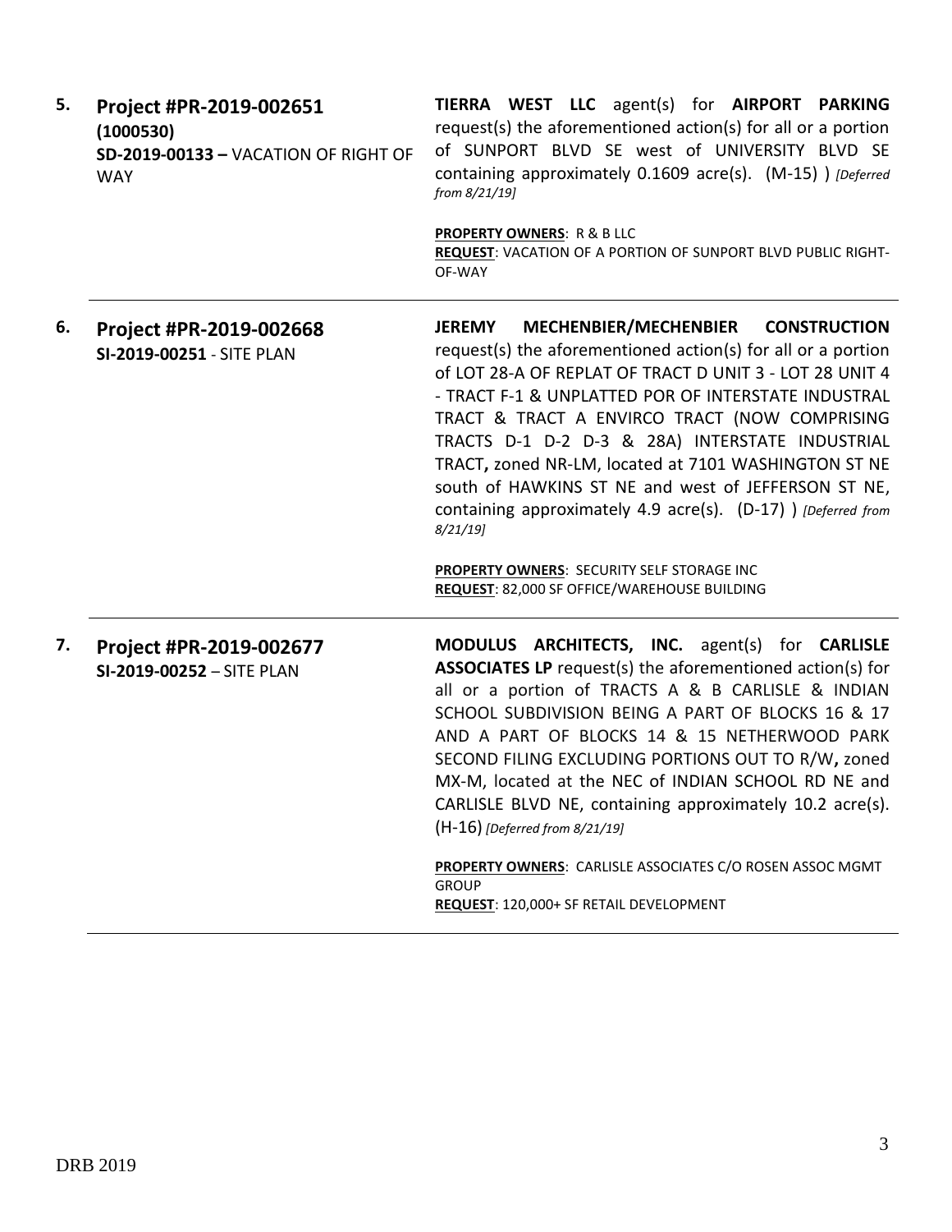5. **Project #PR-2019-002651**
**(1000530)**
**SD-2019-00133 –** VACATION OF RIGHT OF WAY

**TIERRA WEST LLC** agent(s) for **AIRPORT PARKING** request(s) the aforementioned action(s) for all or a portion of SUNPORT BLVD SE west of UNIVERSITY BLVD SE containing approximately 0.1609 acre(s). (M-15) ) *[Deferred from 8/21/19]*

**PROPERTY OWNERS**: R & B LLC
**REQUEST**: VACATION OF A PORTION OF SUNPORT BLVD PUBLIC RIGHT-OF-WAY

---

6. **Project #PR-2019-002668**
**SI-2019-00251** - SITE PLAN

**JEREMY MECHENBIER/MECHENBIER CONSTRUCTION** request(s) the aforementioned action(s) for all or a portion of LOT 28-A OF REPLAT OF TRACT D UNIT 3 - LOT 28 UNIT 4 - TRACT F-1 & UNPLATTED POR OF INTERSTATE INDUSTRAL TRACT & TRACT A ENVIRCO TRACT (NOW COMPRISING TRACTS D-1 D-2 D-3 & 28A) INTERSTATE INDUSTRIAL TRACT**,** zoned NR-LM, located at 7101 WASHINGTON ST NE south of HAWKINS ST NE and west of JEFFERSON ST NE, containing approximately 4.9 acre(s). (D-17) ) *[Deferred from 8/21/19]*

**PROPERTY OWNERS**: SECURITY SELF STORAGE INC
**REQUEST**: 82,000 SF OFFICE/WAREHOUSE BUILDING

---

7. **Project #PR-2019-002677**
**SI-2019-00252** – SITE PLAN

**MODULUS ARCHITECTS, INC.** agent(s) for **CARLISLE ASSOCIATES LP** request(s) the aforementioned action(s) for all or a portion of TRACTS A & B CARLISLE & INDIAN SCHOOL SUBDIVISION BEING A PART OF BLOCKS 16 & 17 AND A PART OF BLOCKS 14 & 15 NETHERWOOD PARK SECOND FILING EXCLUDING PORTIONS OUT TO R/W**,** zoned MX-M, located at the NEC of INDIAN SCHOOL RD NE and CARLISLE BLVD NE, containing approximately 10.2 acre(s). (H-16) *[Deferred from 8/21/19]*

**PROPERTY OWNERS**: CARLISLE ASSOCIATES C/O ROSEN ASSOC MGMT GROUP
**REQUEST**: 120,000+ SF RETAIL DEVELOPMENT

---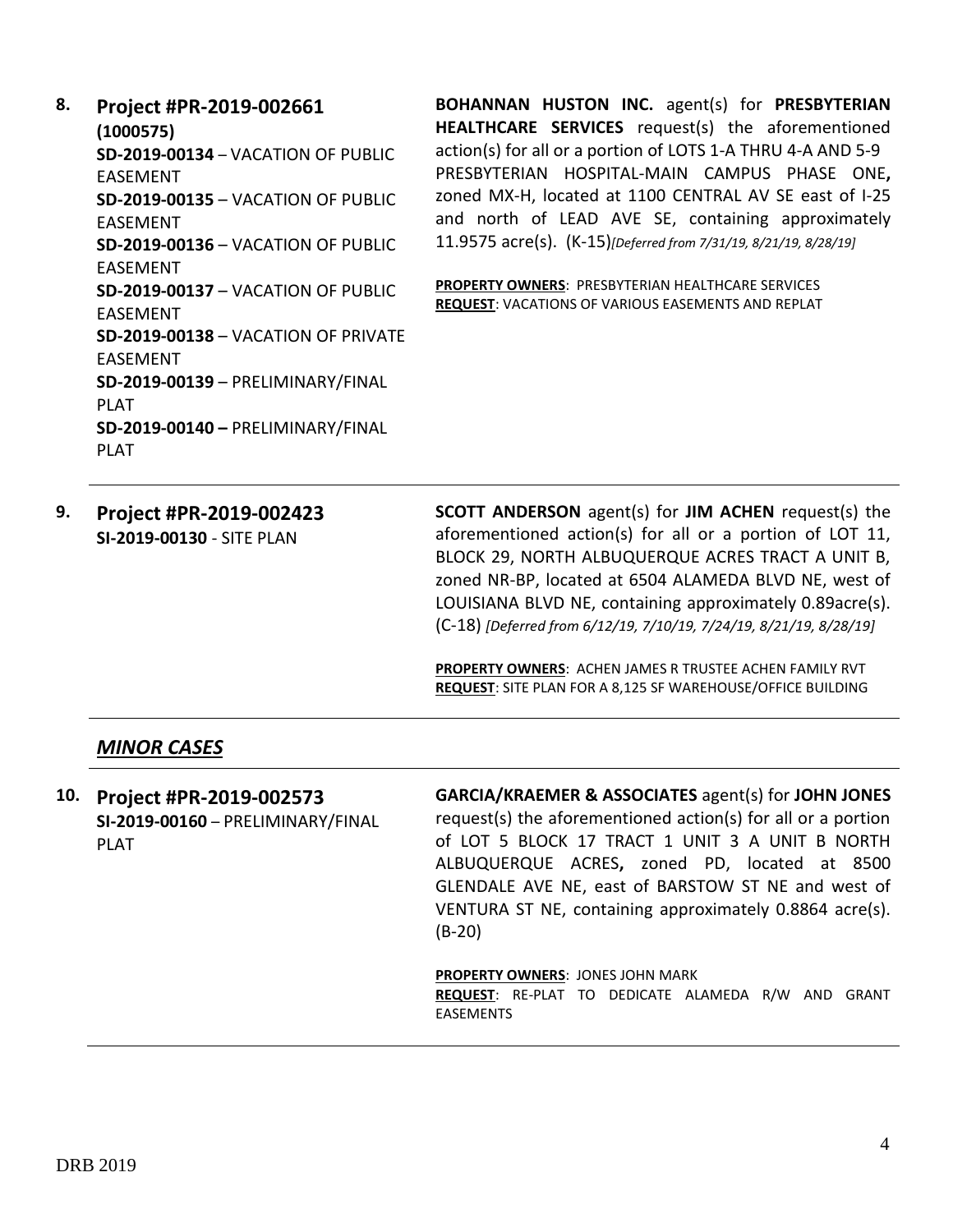8. **Project #PR-2019-002661**
**(1000575)**
**SD-2019-00134** – VACATION OF PUBLIC EASEMENT
**SD-2019-00135** – VACATION OF PUBLIC EASEMENT
**SD-2019-00136** – VACATION OF PUBLIC EASEMENT
**SD-2019-00137** – VACATION OF PUBLIC EASEMENT
**SD-2019-00138** – VACATION OF PRIVATE EASEMENT
**SD-2019-00139** – PRELIMINARY/FINAL PLAT
**SD-2019-00140 –** PRELIMINARY/FINAL PLAT

**BOHANNAN HUSTON INC.** agent(s) for **PRESBYTERIAN HEALTHCARE SERVICES** request(s) the aforementioned action(s) for all or a portion of LOTS 1-A THRU 4-A AND 5-9 PRESBYTERIAN HOSPITAL-MAIN CAMPUS PHASE ONE**,** zoned MX-H, located at 1100 CENTRAL AV SE east of I-25 and north of LEAD AVE SE, containing approximately 11.9575 acre(s). (K-15)*[Deferred from 7/31/19, 8/21/19, 8/28/19]*

**PROPERTY OWNERS**: PRESBYTERIAN HEALTHCARE SERVICES
**REQUEST**: VACATIONS OF VARIOUS EASEMENTS AND REPLAT

---

9. **Project #PR-2019-002423**
**SI-2019-00130** - SITE PLAN

**SCOTT ANDERSON** agent(s) for **JIM ACHEN** request(s) the aforementioned action(s) for all or a portion of LOT 11, BLOCK 29, NORTH ALBUQUERQUE ACRES TRACT A UNIT B, zoned NR-BP, located at 6504 ALAMEDA BLVD NE, west of LOUISIANA BLVD NE, containing approximately 0.89acre(s). (C-18) *[Deferred from 6/12/19, 7/10/19, 7/24/19, 8/21/19, 8/28/19]*

**PROPERTY OWNERS**: ACHEN JAMES R TRUSTEE ACHEN FAMILY RVT
**REQUEST**: SITE PLAN FOR A 8,125 SF WAREHOUSE/OFFICE BUILDING

---

## ***MINOR CASES***

10. **Project #PR-2019-002573**
**SI-2019-00160** – PRELIMINARY/FINAL PLAT

**GARCIA/KRAEMER & ASSOCIATES** agent(s) for **JOHN JONES** request(s) the aforementioned action(s) for all or a portion of LOT 5 BLOCK 17 TRACT 1 UNIT 3 A UNIT B NORTH ALBUQUERQUE ACRES**,** zoned PD, located at 8500 GLENDALE AVE NE, east of BARSTOW ST NE and west of VENTURA ST NE, containing approximately 0.8864 acre(s). (B-20)

**PROPERTY OWNERS**: JONES JOHN MARK
**REQUEST**: RE-PLAT TO DEDICATE ALAMEDA R/W AND GRANT EASEMENTS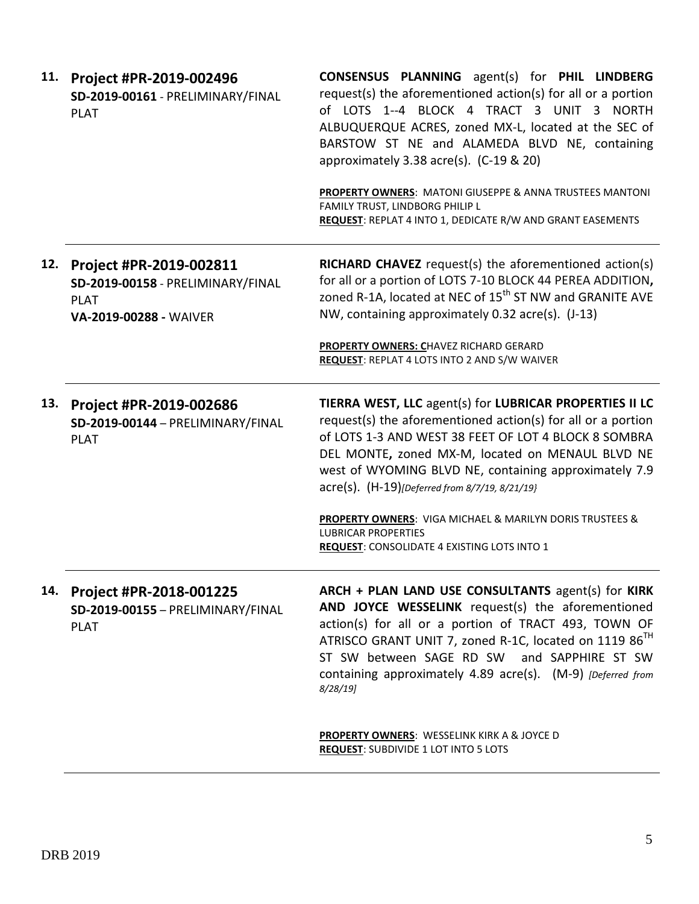| | |
|---|---|
| **11. Project #PR-2019-002496**<br>**SD-2019-00161** - PRELIMINARY/FINAL PLAT | **CONSENSUS PLANNING** agent(s) for **PHIL LINDBERG** request(s) the aforementioned action(s) for all or a portion of LOTS 1--4 BLOCK 4 TRACT 3 UNIT 3 NORTH ALBUQUERQUE ACRES, zoned MX-L, located at the SEC of BARSTOW ST NE and ALAMEDA BLVD NE, containing approximately 3.38 acre(s). (C-19 & 20)<br><br>**PROPERTY OWNERS**: MATONI GIUSEPPE & ANNA TRUSTEES MANTONI FAMILY TRUST, LINDBORG PHILIP L<br>**REQUEST**: REPLAT 4 INTO 1, DEDICATE R/W AND GRANT EASEMENTS |
| **12. Project #PR-2019-002811**<br>**SD-2019-00158** - PRELIMINARY/FINAL PLAT<br>**VA-2019-00288** - WAIVER | **RICHARD CHAVEZ** request(s) the aforementioned action(s) for all or a portion of LOTS 7-10 BLOCK 44 PEREA ADDITION**,** zoned R-1A, located at NEC of 15th ST NW and GRANITE AVE NW, containing approximately 0.32 acre(s). (J-13)<br><br>**PROPERTY OWNERS: C**HAVEZ RICHARD GERARD<br>**REQUEST**: REPLAT 4 LOTS INTO 2 AND S/W WAIVER |
| **13. Project #PR-2019-002686**<br>**SD-2019-00144** – PRELIMINARY/FINAL PLAT | **TIERRA WEST, LLC** agent(s) for **LUBRICAR PROPERTIES II LC** request(s) the aforementioned action(s) for all or a portion of LOTS 1-3 AND WEST 38 FEET OF LOT 4 BLOCK 8 SOMBRA DEL MONTE**,** zoned MX-M, located on MENAUL BLVD NE west of WYOMING BLVD NE, containing approximately 7.9 acre(s). (H-19)*[Deferred from 8/7/19, 8/21/19}*<br><br>**PROPERTY OWNERS**: VIGA MICHAEL & MARILYN DORIS TRUSTEES & LUBRICAR PROPERTIES<br>**REQUEST**: CONSOLIDATE 4 EXISTING LOTS INTO 1 |
| **14. Project #PR-2018-001225**<br>**SD-2019-00155** – PRELIMINARY/FINAL PLAT | **ARCH + PLAN LAND USE CONSULTANTS** agent(s) for **KIRK AND JOYCE WESSELINK** request(s) the aforementioned action(s) for all or a portion of TRACT 493, TOWN OF ATRISCO GRANT UNIT 7, zoned R-1C, located on 1119 86TH ST SW between SAGE RD SW and SAPPHIRE ST SW containing approximately 4.89 acre(s). (M-9) *[Deferred from 8/28/19]*<br><br>**PROPERTY OWNERS**: WESSELINK KIRK A & JOYCE D<br>**REQUEST**: SUBDIVIDE 1 LOT INTO 5 LOTS |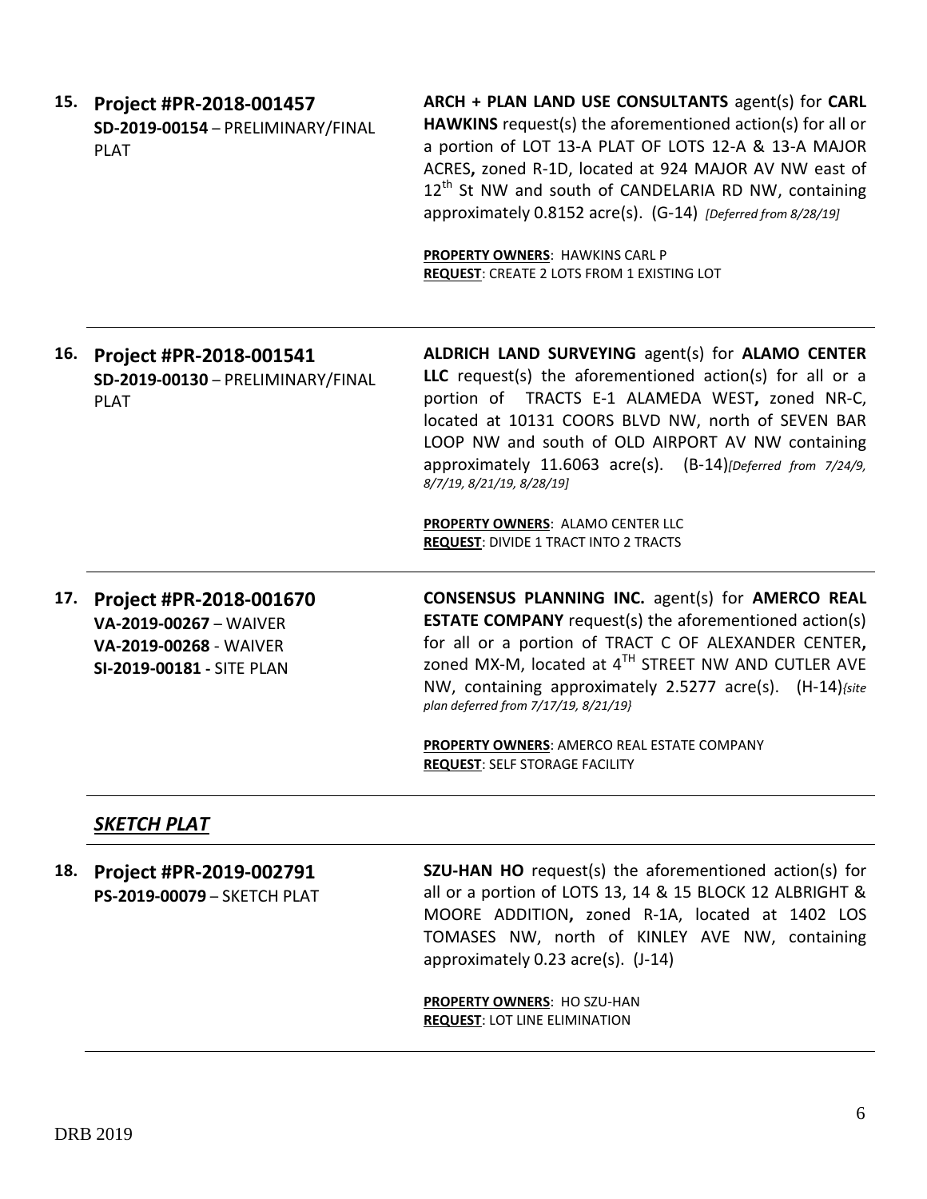15. **Project #PR-2018-001457**
**SD-2019-00154** – PRELIMINARY/FINAL PLAT

**ARCH + PLAN LAND USE CONSULTANTS** agent(s) for **CARL HAWKINS** request(s) the aforementioned action(s) for all or a portion of LOT 13-A PLAT OF LOTS 12-A & 13-A MAJOR ACRES**,** zoned R-1D, located at 924 MAJOR AV NW east of 12[th] St NW and south of CANDELARIA RD NW, containing approximately 0.8152 acre(s). (G-14) *[Deferred from 8/28/19]*

**PROPERTY OWNERS**: HAWKINS CARL P
**REQUEST**: CREATE 2 LOTS FROM 1 EXISTING LOT

---

16. **Project #PR-2018-001541**
**SD-2019-00130** – PRELIMINARY/FINAL PLAT

**ALDRICH LAND SURVEYING** agent(s) for **ALAMO CENTER LLC** request(s) the aforementioned action(s) for all or a portion of TRACTS E-1 ALAMEDA WEST**,** zoned NR-C, located at 10131 COORS BLVD NW, north of SEVEN BAR LOOP NW and south of OLD AIRPORT AV NW containing approximately 11.6063 acre(s). (B-14)*[Deferred from 7/24/9, 8/7/19, 8/21/19, 8/28/19]*

**PROPERTY OWNERS**: ALAMO CENTER LLC
**REQUEST**: DIVIDE 1 TRACT INTO 2 TRACTS

---

17. **Project #PR-2018-001670**
**VA-2019-00267** – WAIVER
**VA-2019-00268** - WAIVER
**SI-2019-00181 -** SITE PLAN

**CONSENSUS PLANNING INC.** agent(s) for **AMERCO REAL ESTATE COMPANY** request(s) the aforementioned action(s) for all or a portion of TRACT C OF ALEXANDER CENTER**,** zoned MX-M, located at 4[TH] STREET NW AND CUTLER AVE NW, containing approximately 2.5277 acre(s). (H-14)*{site plan deferred from 7/17/19, 8/21/19}*

**PROPERTY OWNERS**: AMERCO REAL ESTATE COMPANY
**REQUEST**: SELF STORAGE FACILITY

---

## ***SKETCH PLAT***

---

18. **Project #PR-2019-002791**
**PS-2019-00079** – SKETCH PLAT

**SZU-HAN HO** request(s) the aforementioned action(s) for all or a portion of LOTS 13, 14 & 15 BLOCK 12 ALBRIGHT & MOORE ADDITION**,** zoned R-1A, located at 1402 LOS TOMASES NW, north of KINLEY AVE NW, containing approximately 0.23 acre(s). (J-14)

**PROPERTY OWNERS**: HO SZU-HAN
**REQUEST**: LOT LINE ELIMINATION

---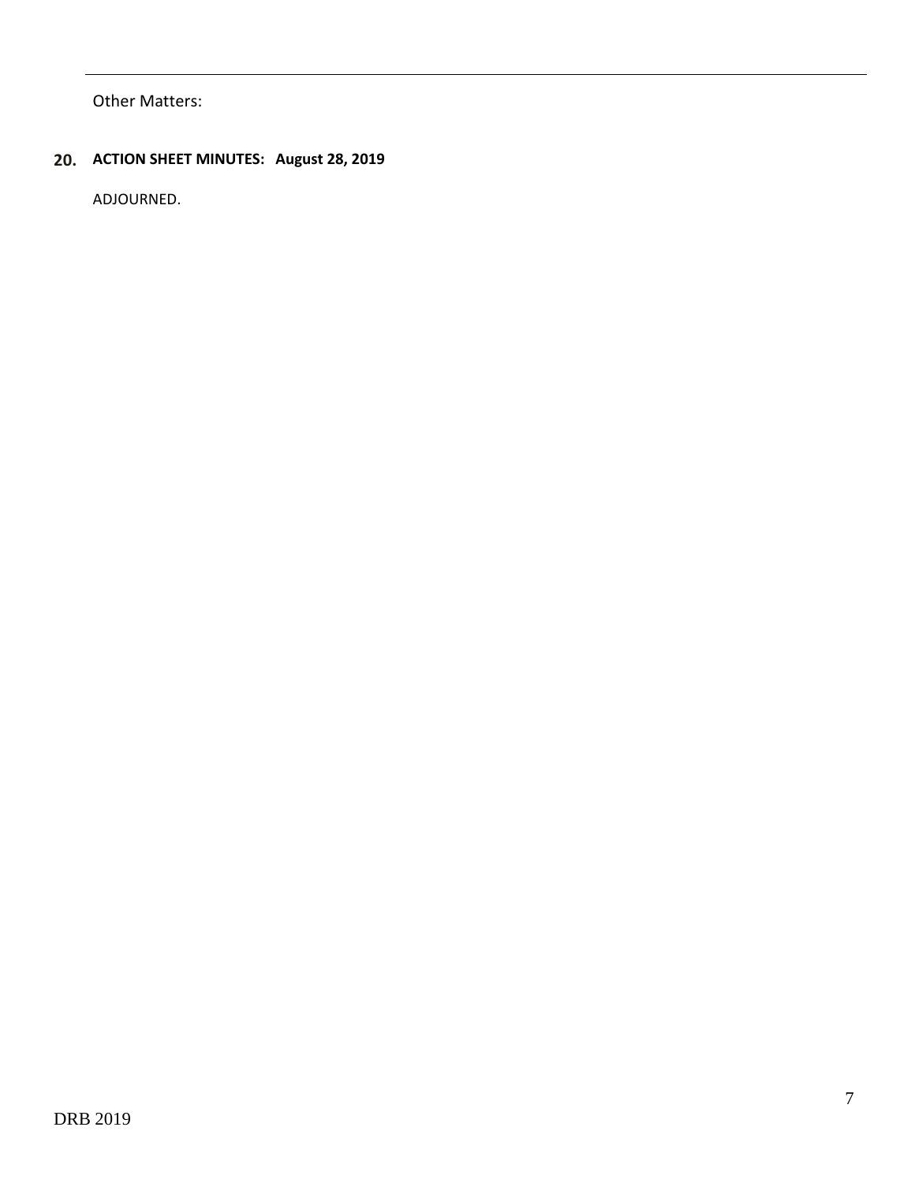---

Other Matters:

**20. ACTION SHEET MINUTES: August 28, 2019**

ADJOURNED.